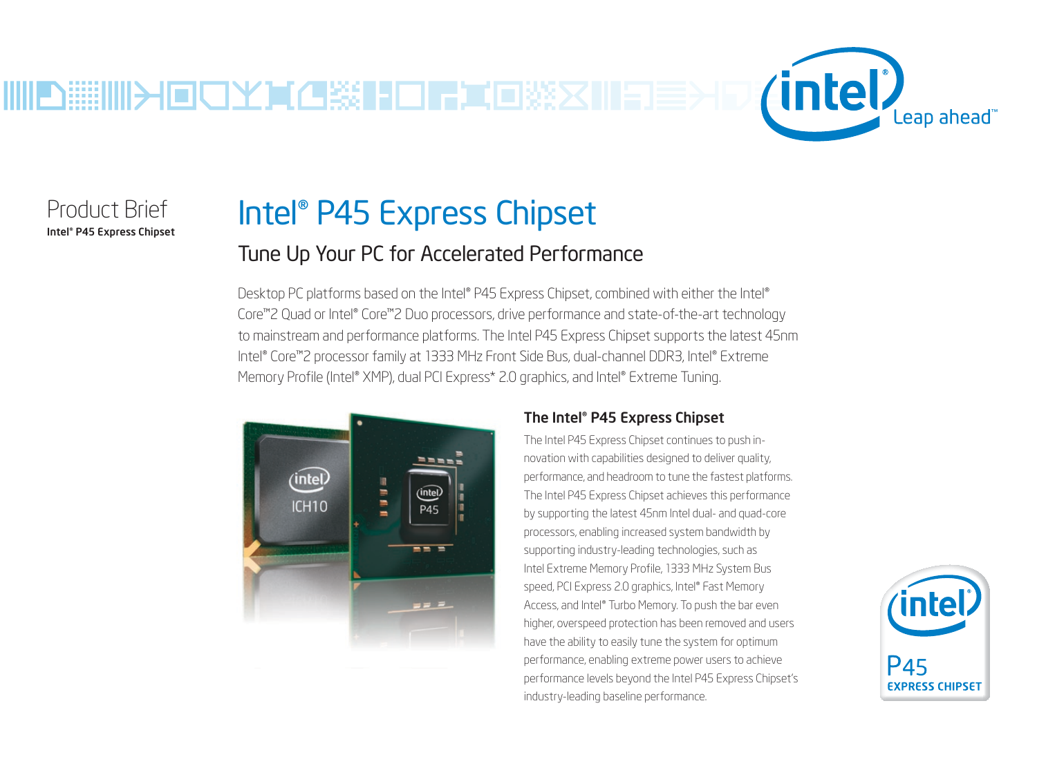Product Brief

**Intel® P45 Express Chipset**

# Intel® P45 Express Chipset

## Tune Up Your PC for Accelerated Performance

Desktop PC platforms based on the Intel® P45 Express Chipset, combined with either the Intel® Core™2 Quad or Intel® Core™2 Duo processors, drive performance and state-of-the-art technology to mainstream and performance platforms. The Intel P45 Express Chipset supports the latest 45nm Intel® Core™2 processor family at 1333 MHz Front Side Bus, dual-channel DDR3, Intel® Extreme Memory Profile (Intel® XMP), dual PCI Express* 2.0 graphics, and Intel® Extreme Tuning.

### The Intel® P45 Express Chipset

The Intel P45 Express Chipset continues to push innovation with capabilities designed to deliver quality, performance, and headroom to tune the fastest platforms. The Intel P45 Express Chipset achieves this performance by supporting the latest 45nm Intel dual- and quad-core processors, enabling increased system bandwidth by supporting industry-leading technologies, such as Intel Extreme Memory Profile, 1333 MHz System Bus speed, PCI Express 2.0 graphics, Intel® Fast Memory Access, and Intel® Turbo Memory. To push the bar even higher, overspeed protection has been removed and users have the ability to easily tune the system for optimum performance, enabling extreme power users to achieve performance levels beyond the Intel P45 Express Chipset's industry-leading baseline performance.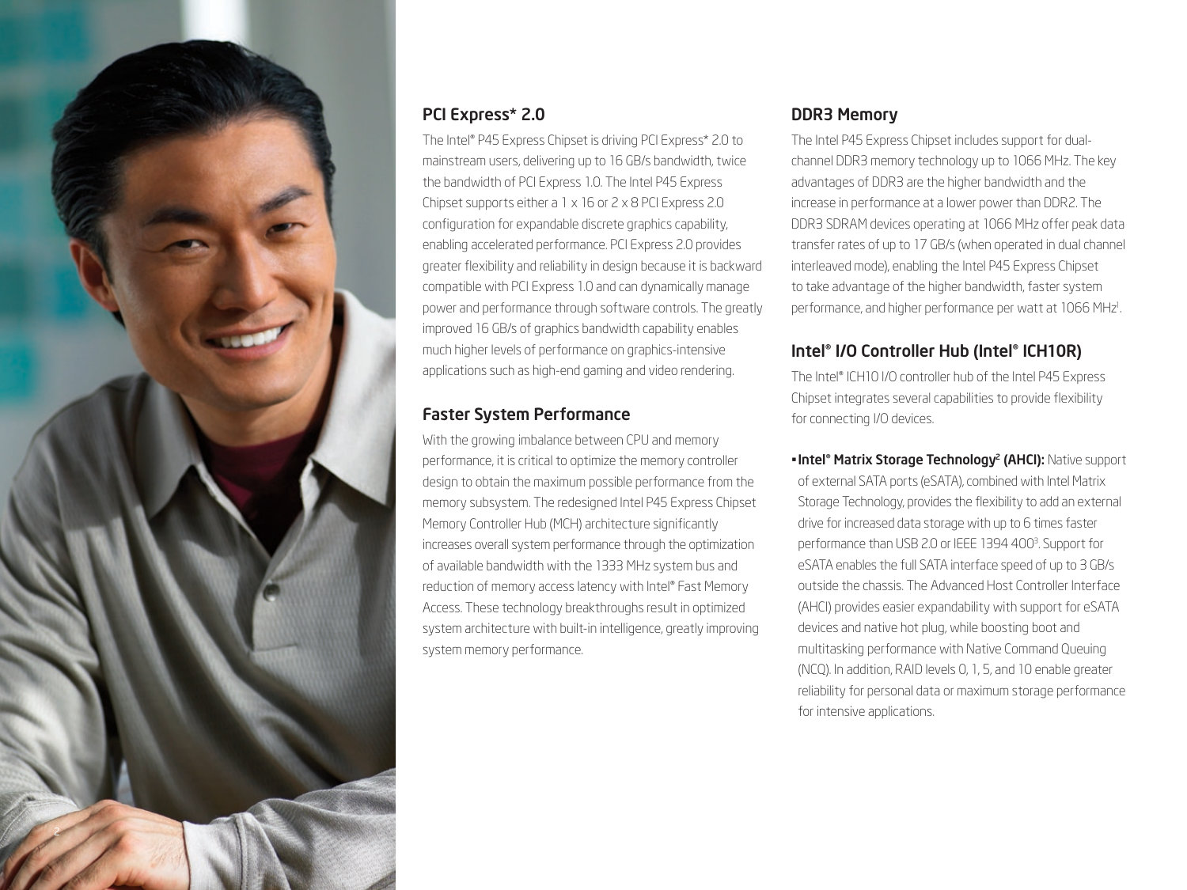## PCI Express* 2.0

The Intel® P45 Express Chipset is driving PCI Express* 2.0 to mainstream users, delivering up to 16 GB/s bandwidth, twice the bandwidth of PCI Express 1.0. The Intel P45 Express Chipset supports either a 1 x 16 or 2 x 8 PCI Express 2.0 configuration for expandable discrete graphics capability, enabling accelerated performance. PCI Express 2.0 provides greater flexibility and reliability in design because it is backward compatible with PCI Express 1.0 and can dynamically manage power and performance through software controls. The greatly improved 16 GB/s of graphics bandwidth capability enables much higher levels of performance on graphics-intensive applications such as high-end gaming and video rendering.

## Faster System Performance

With the growing imbalance between CPU and memory performance, it is critical to optimize the memory controller design to obtain the maximum possible performance from the memory subsystem. The redesigned Intel P45 Express Chipset Memory Controller Hub (MCH) architecture significantly increases overall system performance through the optimization of available bandwidth with the 1333 MHz system bus and reduction of memory access latency with Intel® Fast Memory Access. These technology breakthroughs result in optimized system architecture with built-in intelligence, greatly improving system memory performance.

## DDR3 Memory

The Intel P45 Express Chipset includes support for dual-channel DDR3 memory technology up to 1066 MHz. The key advantages of DDR3 are the higher bandwidth and the increase in performance at a lower power than DDR2. The DDR3 SDRAM devices operating at 1066 MHz offer peak data transfer rates of up to 17 GB/s (when operated in dual channel interleaved mode), enabling the Intel P45 Express Chipset to take advantage of the higher bandwidth, faster system performance, and higher performance per watt at 1066 MHz[1].

## Intel® I/O Controller Hub (Intel® ICH10R)

The Intel® ICH10 I/O controller hub of the Intel P45 Express Chipset integrates several capabilities to provide flexibility for connecting I/O devices.

- **Intel® Matrix Storage Technology[2] (AHCI):** Native support of external SATA ports (eSATA), combined with Intel Matrix Storage Technology, provides the flexibility to add an external drive for increased data storage with up to 6 times faster performance than USB 2.0 or IEEE 1394 400[3]. Support for eSATA enables the full SATA interface speed of up to 3 GB/s outside the chassis. The Advanced Host Controller Interface (AHCI) provides easier expandability with support for eSATA devices and native hot plug, while boosting boot and multitasking performance with Native Command Queuing (NCQ). In addition, RAID levels 0, 1, 5, and 10 enable greater reliability for personal data or maximum storage performance for intensive applications.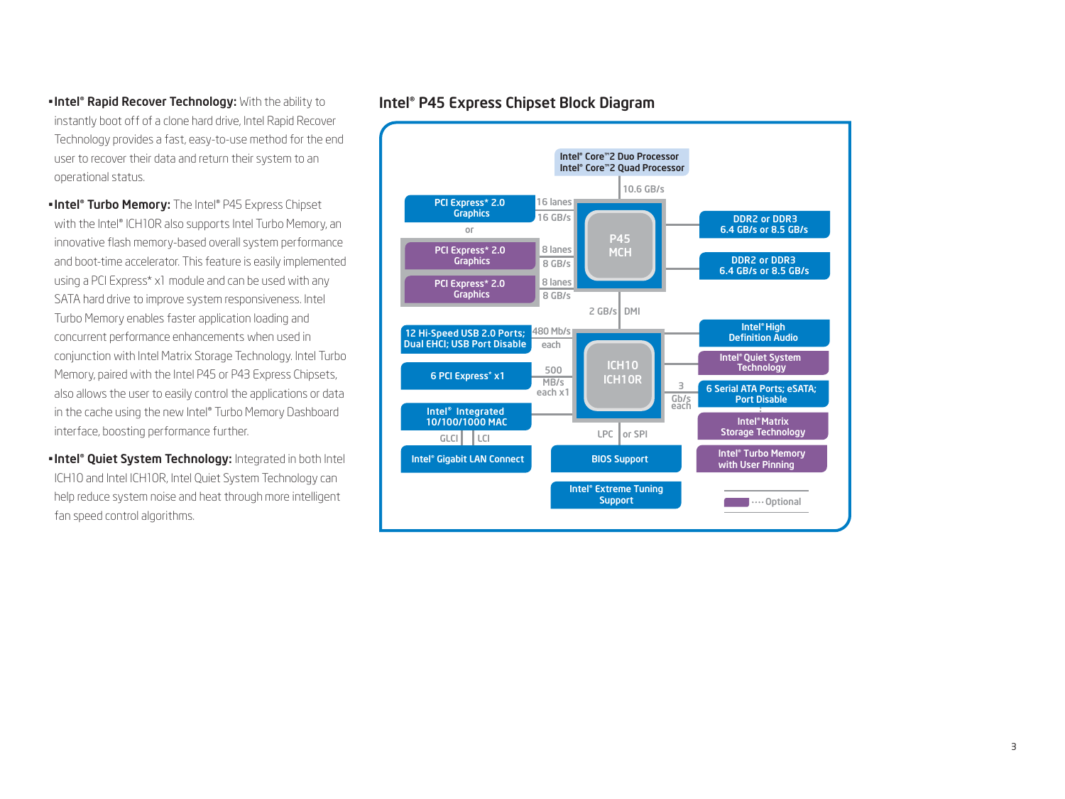- **Intel® Rapid Recover Technology:** With the ability to instantly boot off of a clone hard drive, Intel Rapid Recover Technology provides a fast, easy-to-use method for the end user to recover their data and return their system to an operational status.
- **Intel® Turbo Memory:** The Intel® P45 Express Chipset with the Intel® ICH10R also supports Intel Turbo Memory, an innovative flash memory-based overall system performance and boot-time accelerator. This feature is easily implemented using a PCI Express* x1 module and can be used with any SATA hard drive to improve system responsiveness. Intel Turbo Memory enables faster application loading and concurrent performance enhancements when used in conjunction with Intel Matrix Storage Technology. Intel Turbo Memory, paired with the Intel P45 or P43 Express Chipsets, also allows the user to easily control the applications or data in the cache using the new Intel® Turbo Memory Dashboard interface, boosting performance further.
- **Intel® Quiet System Technology:** Integrated in both Intel ICH10 and Intel ICH10R, Intel Quiet System Technology can help reduce system noise and heat through more intelligent fan speed control algorithms.

## Intel® P45 Express Chipset Block Diagram

Intel® Core™2 Duo Processor
Intel® Core™2 Quad Processor

10.6 GB/s

P45 MCH

PCI Express* 2.0 Graphics — 16 lanes, 16 GB/s

or

PCI Express* 2.0 Graphics — 8 lanes, 8 GB/s

PCI Express* 2.0 Graphics — 8 lanes, 8 GB/s

DDR2 or DDR3 6.4 GB/s or 8.5 GB/s

DDR2 or DDR3 6.4 GB/s or 8.5 GB/s

2 GB/s DMI

ICH10 ICH10R

12 Hi-Speed USB 2.0 Ports; Dual EHCI; USB Port Disable — 480 Mb/s each

6 PCI Express* x1 — 500 MB/s each x1

Intel® Integrated 10/100/1000 MAC

GLCI | LCI

Intel® Gigabit LAN Connect

LPC or SPI

BIOS Support

Intel® Extreme Tuning Support

Intel® High Definition Audio

Intel® Quiet System Technology

6 Serial ATA Ports; eSATA; Port Disable — 3 Gb/s each

Intel® Matrix Storage Technology

Intel® Turbo Memory with User Pinning

···· Optional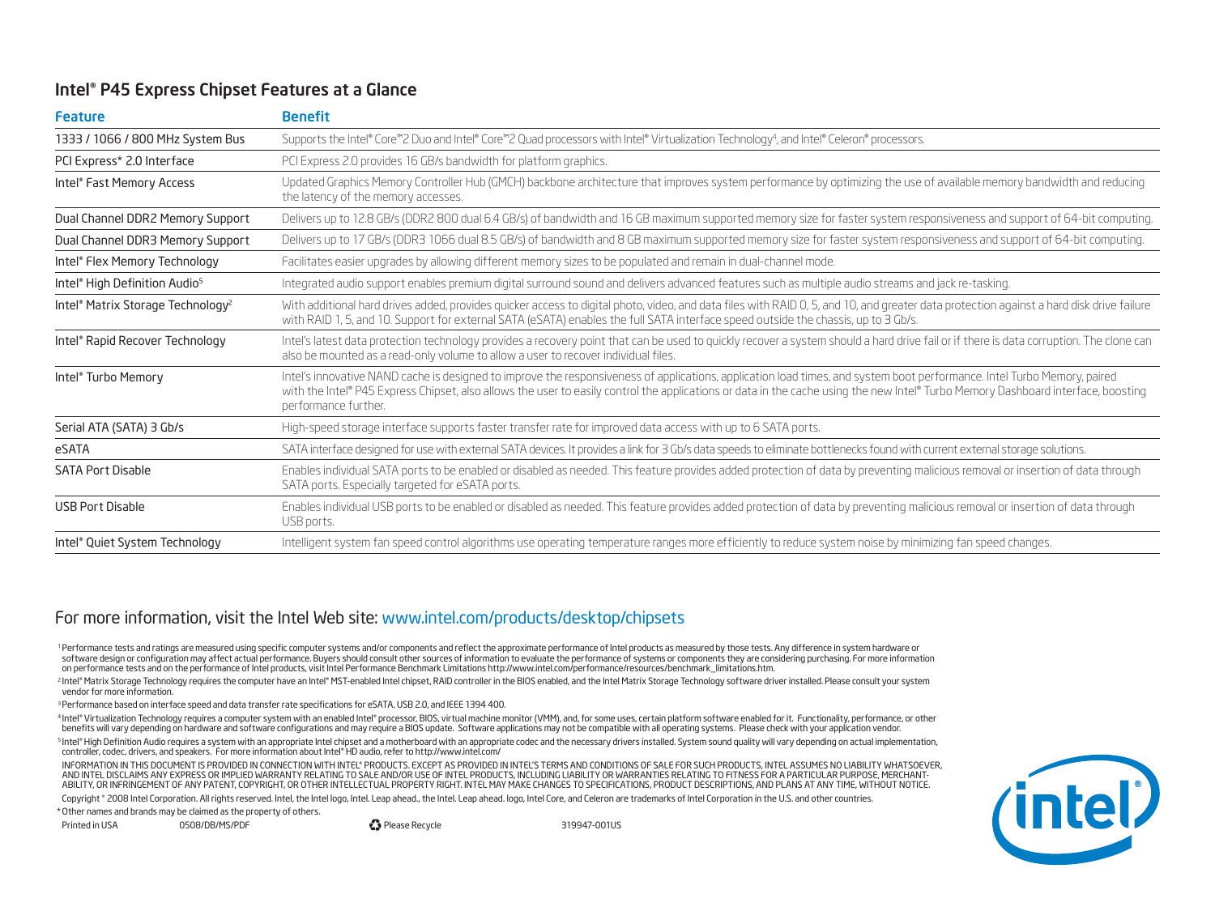## Intel® P45 Express Chipset Features at a Glance

| Feature | Benefit |
|---|---|
| 1333 / 1066 / 800 MHz System Bus | Supports the Intel® Core™2 Duo and Intel® Core™2 Quad processors with Intel® Virtualization Technology[4], and Intel® Celeron® processors. |
| PCI Express* 2.0 Interface | PCI Express 2.0 provides 16 GB/s bandwidth for platform graphics. |
| Intel® Fast Memory Access | Updated Graphics Memory Controller Hub (GMCH) backbone architecture that improves system performance by optimizing the use of available memory bandwidth and reducing the latency of the memory accesses. |
| Dual Channel DDR2 Memory Support | Delivers up to 12.8 GB/s (DDR2 800 dual 6.4 GB/s) of bandwidth and 16 GB maximum supported memory size for faster system responsiveness and support of 64-bit computing. |
| Dual Channel DDR3 Memory Support | Delivers up to 17 GB/s (DDR3 1066 dual 8.5 GB/s) of bandwidth and 8 GB maximum supported memory size for faster system responsiveness and support of 64-bit computing. |
| Intel® Flex Memory Technology | Facilitates easier upgrades by allowing different memory sizes to be populated and remain in dual-channel mode. |
| Intel® High Definition Audio[5] | Integrated audio support enables premium digital surround sound and delivers advanced features such as multiple audio streams and jack re-tasking. |
| Intel® Matrix Storage Technology[2] | With additional hard drives added, provides quicker access to digital photo, video, and data files with RAID 0, 5, and 10, and greater data protection against a hard disk drive failure with RAID 1, 5, and 10. Support for external SATA (eSATA) enables the full SATA interface speed outside the chassis, up to 3 Gb/s. |
| Intel® Rapid Recover Technology | Intel's latest data protection technology provides a recovery point that can be used to quickly recover a system should a hard drive fail or if there is data corruption. The clone can also be mounted as a read-only volume to allow a user to recover individual files. |
| Intel® Turbo Memory | Intel's innovative NAND cache is designed to improve the responsiveness of applications, application load times, and system boot performance. Intel Turbo Memory, paired with the Intel® P45 Express Chipset, also allows the user to easily control the applications or data in the cache using the new Intel® Turbo Memory Dashboard interface, boosting performance further. |
| Serial ATA (SATA) 3 Gb/s | High-speed storage interface supports faster transfer rate for improved data access with up to 6 SATA ports. |
| eSATA | SATA interface designed for use with external SATA devices. It provides a link for 3 Gb/s data speeds to eliminate bottlenecks found with current external storage solutions. |
| SATA Port Disable | Enables individual SATA ports to be enabled or disabled as needed. This feature provides added protection of data by preventing malicious removal or insertion of data through SATA ports. Especially targeted for eSATA ports. |
| USB Port Disable | Enables individual USB ports to be enabled or disabled as needed. This feature provides added protection of data by preventing malicious removal or insertion of data through USB ports. |
| Intel® Quiet System Technology | Intelligent system fan speed control algorithms use operating temperature ranges more efficiently to reduce system noise by minimizing fan speed changes. |

## For more information, visit the Intel Web site: www.intel.com/products/desktop/chipsets

[1] Performance tests and ratings are measured using specific computer systems and/or components and reflect the approximate performance of Intel products as measured by those tests. Any difference in system hardware or software design or configuration may affect actual performance. Buyers should consult other sources of information to evaluate the performance of systems or components they are considering purchasing. For more information on performance tests and on the performance of Intel products, visit Intel Performance Benchmark Limitations http://www.intel.com/performance/resources/benchmark_limitations.htm.

[2] Intel® Matrix Storage Technology requires the computer have an Intel® MST-enabled Intel chipset, RAID controller in the BIOS enabled, and the Intel Matrix Storage Technology software driver installed. Please consult your system vendor for more information.

[3] Performance based on interface speed and data transfer rate specifications for eSATA, USB 2.0, and IEEE 1394 400.

[4] Intel® Virtualization Technology requires a computer system with an enabled Intel® processor, BIOS, virtual machine monitor (VMM), and, for some uses, certain platform software enabled for it. Functionality, performance, or other benefits will vary depending on hardware and software configurations and may require a BIOS update. Software applications may not be compatible with all operating systems. Please check with your application vendor.

[5] Intel® High Definition Audio requires a system with an appropriate Intel chipset and a motherboard with an appropriate codec and the necessary drivers installed. System sound quality will vary depending on actual implementation, controller, codec, drivers, and speakers. For more information about Intel® HD audio, refer to http://www.intel.com/

INFORMATION IN THIS DOCUMENT IS PROVIDED IN CONNECTION WITH INTEL® PRODUCTS. EXCEPT AS PROVIDED IN INTEL'S TERMS AND CONDITIONS OF SALE FOR SUCH PRODUCTS, INTEL ASSUMES NO LIABILITY WHATSOEVER, AND INTEL DISCLAIMS ANY EXPRESS OR IMPLIED WARRANTY RELATING TO SALE AND/OR USE OF INTEL PRODUCTS, INCLUDING LIABILITY OR WARRANTIES RELATING TO FITNESS FOR A PARTICULAR PURPOSE, MERCHANTABILITY, OR INFRINGEMENT OF ANY PATENT, COPYRIGHT, OR OTHER INTELLECTUAL PROPERTY RIGHT. INTEL MAY MAKE CHANGES TO SPECIFICATIONS, PRODUCT DESCRIPTIONS, AND PLANS AT ANY TIME, WITHOUT NOTICE.

Copyright © 2008 Intel Corporation. All rights reserved. Intel, the Intel logo, Intel. Leap ahead., the Intel. Leap ahead. logo, Intel Core, and Celeron are trademarks of Intel Corporation in the U.S. and other countries.

* Other names and brands may be claimed as the property of others.

Printed in USA 0508/DB/MS/PDF Please Recycle 319947-001US